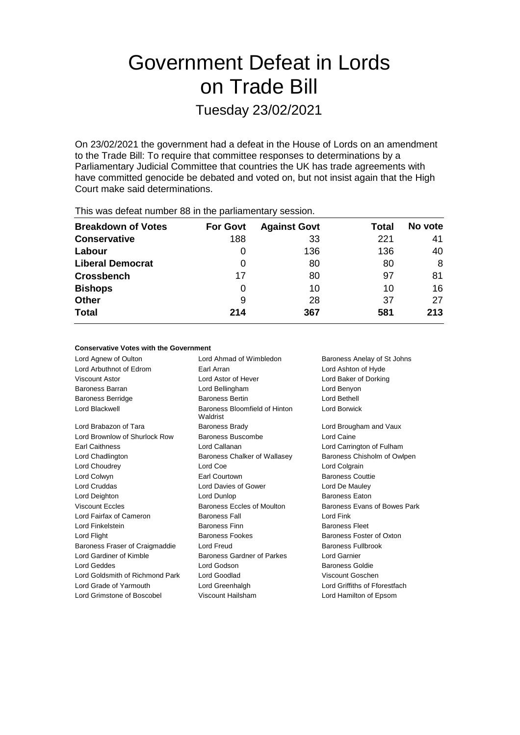# Government Defeat in Lords on Trade Bill

## Tuesday 23/02/2021

On 23/02/2021 the government had a defeat in the House of Lords on an amendment to the Trade Bill: To require that committee responses to determinations by a Parliamentary Judicial Committee that countries the UK has trade agreements with have committed genocide be debated and voted on, but not insist again that the High Court make said determinations.

This was defeat number 88 in the parliamentary session.

| Breakdown of Votes | For Govt | Against Govt | Total | No vote |
|---|---|---|---|---|
| **Conservative** | 188 | 33 | 221 | 41 |
| **Labour** | 0 | 136 | 136 | 40 |
| **Liberal Democrat** | 0 | 80 | 80 | 8 |
| **Crossbench** | 17 | 80 | 97 | 81 |
| **Bishops** | 0 | 10 | 10 | 16 |
| **Other** | 9 | 28 | 37 | 27 |
| **Total** | **214** | **367** | **581** | **213** |

### Conservative Votes with the Government

| | | |
|---|---|---|
| Lord Agnew of Oulton | Lord Ahmad of Wimbledon | Baroness Anelay of St Johns |
| Lord Arbuthnot of Edrom | Earl Arran | Lord Ashton of Hyde |
| Viscount Astor | Lord Astor of Hever | Lord Baker of Dorking |
| Baroness Barran | Lord Bellingham | Lord Benyon |
| Baroness Berridge | Baroness Bertin | Lord Bethell |
| Lord Blackwell | Baroness Bloomfield of Hinton Waldrist | Lord Borwick |
| Lord Brabazon of Tara | Baroness Brady | Lord Brougham and Vaux |
| Lord Brownlow of Shurlock Row | Baroness Buscombe | Lord Caine |
| Earl Caithness | Lord Callanan | Lord Carrington of Fulham |
| Lord Chadlington | Baroness Chalker of Wallasey | Baroness Chisholm of Owlpen |
| Lord Choudrey | Lord Coe | Lord Colgrain |
| Lord Colwyn | Earl Courtown | Baroness Couttie |
| Lord Cruddas | Lord Davies of Gower | Lord De Mauley |
| Lord Deighton | Lord Dunlop | Baroness Eaton |
| Viscount Eccles | Baroness Eccles of Moulton | Baroness Evans of Bowes Park |
| Lord Fairfax of Cameron | Baroness Fall | Lord Fink |
| Lord Finkelstein | Baroness Finn | Baroness Fleet |
| Lord Flight | Baroness Fookes | Baroness Foster of Oxton |
| Baroness Fraser of Craigmaddie | Lord Freud | Baroness Fullbrook |
| Lord Gardiner of Kimble | Baroness Gardner of Parkes | Lord Garnier |
| Lord Geddes | Lord Godson | Baroness Goldie |
| Lord Goldsmith of Richmond Park | Lord Goodlad | Viscount Goschen |
| Lord Grade of Yarmouth | Lord Greenhalgh | Lord Griffiths of Fforestfach |
| Lord Grimstone of Boscobel | Viscount Hailsham | Lord Hamilton of Epsom |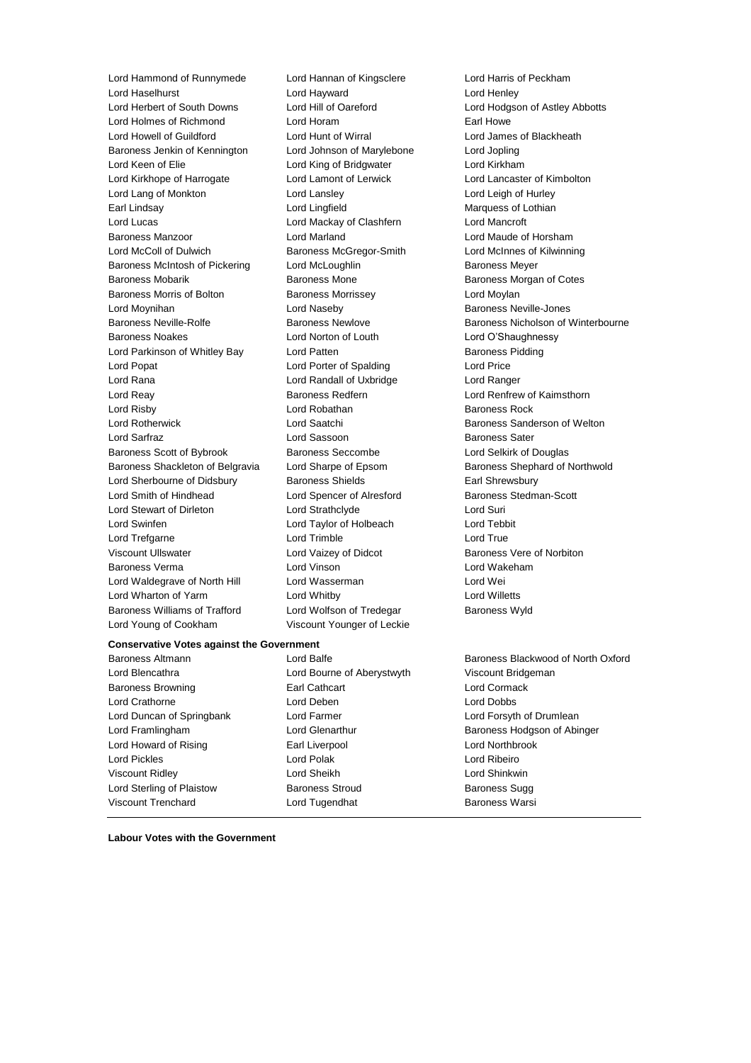Lord Hammond of Runnymede
Lord Hannan of Kingsclere
Lord Harris of Peckham
Lord Haselhurst
Lord Hayward
Lord Henley
Lord Herbert of South Downs
Lord Hill of Oareford
Lord Hodgson of Astley Abbotts
Lord Holmes of Richmond
Lord Horam
Earl Howe
Lord Howell of Guildford
Lord Hunt of Wirral
Lord James of Blackheath
Baroness Jenkin of Kennington
Lord Johnson of Marylebone
Lord Jopling
Lord Keen of Elie
Lord King of Bridgwater
Lord Kirkham
Lord Kirkhope of Harrogate
Lord Lamont of Lerwick
Lord Lancaster of Kimbolton
Lord Lang of Monkton
Lord Lansley
Lord Leigh of Hurley
Earl Lindsay
Lord Lingfield
Marquess of Lothian
Lord Lucas
Lord Mackay of Clashfern
Lord Mancroft
Baroness Manzoor
Lord Marland
Lord Maude of Horsham
Lord McColl of Dulwich
Baroness McGregor-Smith
Lord McInnes of Kilwinning
Baroness McIntosh of Pickering
Lord McLoughlin
Baroness Meyer
Baroness Mobarik
Baroness Mone
Baroness Morgan of Cotes
Baroness Morris of Bolton
Baroness Morrissey
Lord Moylan
Lord Moynihan
Lord Naseby
Baroness Neville-Jones
Baroness Neville-Rolfe
Baroness Newlove
Baroness Nicholson of Winterbourne
Baroness Noakes
Lord Norton of Louth
Lord O'Shaughnessy
Lord Parkinson of Whitley Bay
Lord Patten
Baroness Pidding
Lord Popat
Lord Porter of Spalding
Lord Price
Lord Rana
Lord Randall of Uxbridge
Lord Ranger
Lord Reay
Baroness Redfern
Lord Renfrew of Kaimsthorn
Lord Risby
Lord Robathan
Baroness Rock
Lord Rotherwick
Lord Saatchi
Baroness Sanderson of Welton
Lord Sarfraz
Lord Sassoon
Baroness Sater
Baroness Scott of Bybrook
Baroness Seccombe
Lord Selkirk of Douglas
Baroness Shackleton of Belgravia
Lord Sharpe of Epsom
Baroness Shephard of Northwold
Lord Sherbourne of Didsbury
Baroness Shields
Earl Shrewsbury
Lord Smith of Hindhead
Lord Spencer of Alresford
Baroness Stedman-Scott
Lord Stewart of Dirleton
Lord Strathclyde
Lord Suri
Lord Swinfen
Lord Taylor of Holbeach
Lord Tebbit
Lord Trefgarne
Lord Trimble
Lord True
Viscount Ullswater
Lord Vaizey of Didcot
Baroness Vere of Norbiton
Baroness Verma
Lord Vinson
Lord Wakeham
Lord Waldegrave of North Hill
Lord Wasserman
Lord Wei
Lord Wharton of Yarm
Lord Whitby
Lord Willetts
Baroness Williams of Trafford
Lord Wolfson of Tredegar
Baroness Wyld
Lord Young of Cookham
Viscount Younger of Leckie

**Conservative Votes against the Government**

Baroness Altmann
Lord Balfe
Baroness Blackwood of North Oxford
Lord Blencathra
Lord Bourne of Aberystwyth
Viscount Bridgeman
Baroness Browning
Earl Cathcart
Lord Cormack
Lord Crathorne
Lord Deben
Lord Dobbs
Lord Duncan of Springbank
Lord Farmer
Lord Forsyth of Drumlean
Lord Framlingham
Lord Glenarthur
Baroness Hodgson of Abinger
Lord Howard of Rising
Earl Liverpool
Lord Northbrook
Lord Pickles
Lord Polak
Lord Ribeiro
Viscount Ridley
Lord Sheikh
Lord Shinkwin
Lord Sterling of Plaistow
Baroness Stroud
Baroness Sugg
Viscount Trenchard
Lord Tugendhat
Baroness Warsi

**Labour Votes with the Government**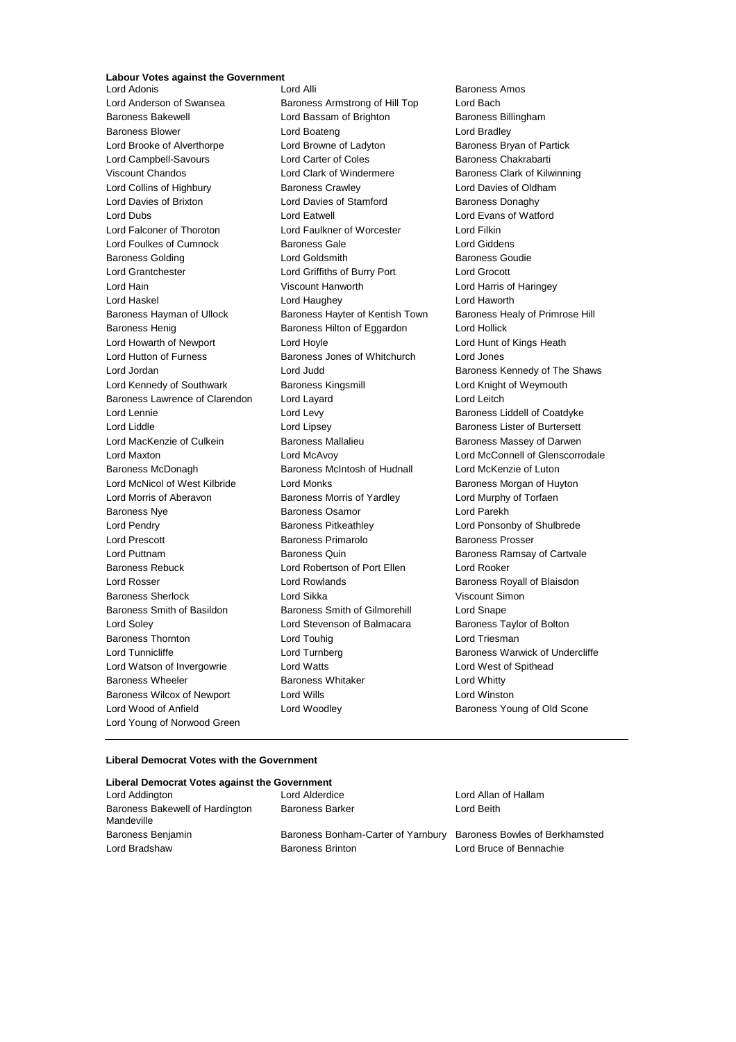**Labour Votes against the Government**

Lord Adonis
Lord Alli
Baroness Amos
Lord Anderson of Swansea
Baroness Armstrong of Hill Top
Lord Bach
Baroness Bakewell
Lord Bassam of Brighton
Baroness Billingham
Baroness Blower
Lord Boateng
Lord Bradley
Lord Brooke of Alverthorpe
Lord Browne of Ladyton
Baroness Bryan of Partick
Lord Campbell-Savours
Lord Carter of Coles
Baroness Chakrabarti
Viscount Chandos
Lord Clark of Windermere
Baroness Clark of Kilwinning
Lord Collins of Highbury
Baroness Crawley
Lord Davies of Oldham
Lord Davies of Brixton
Lord Davies of Stamford
Baroness Donaghy
Lord Dubs
Lord Eatwell
Lord Evans of Watford
Lord Falconer of Thoroton
Lord Faulkner of Worcester
Lord Filkin
Lord Foulkes of Cumnock
Baroness Gale
Lord Giddens
Baroness Golding
Lord Goldsmith
Baroness Goudie
Lord Grantchester
Lord Griffiths of Burry Port
Lord Grocott
Lord Hain
Viscount Hanworth
Lord Harris of Haringey
Lord Haskel
Lord Haughey
Lord Haworth
Baroness Hayman of Ullock
Baroness Hayter of Kentish Town
Baroness Healy of Primrose Hill
Baroness Henig
Baroness Hilton of Eggardon
Lord Hollick
Lord Howarth of Newport
Lord Hoyle
Lord Hunt of Kings Heath
Lord Hutton of Furness
Baroness Jones of Whitchurch
Lord Jones
Lord Jordan
Lord Judd
Baroness Kennedy of The Shaws
Lord Kennedy of Southwark
Baroness Kingsmill
Lord Knight of Weymouth
Baroness Lawrence of Clarendon
Lord Layard
Lord Leitch
Lord Lennie
Lord Levy
Baroness Liddell of Coatdyke
Lord Liddle
Lord Lipsey
Baroness Lister of Burtersett
Lord MacKenzie of Culkein
Baroness Mallalieu
Baroness Massey of Darwen
Lord Maxton
Lord McAvoy
Lord McConnell of Glenscorrodale
Baroness McDonagh
Baroness McIntosh of Hudnall
Lord McKenzie of Luton
Lord McNicol of West Kilbride
Lord Monks
Baroness Morgan of Huyton
Lord Morris of Aberavon
Baroness Morris of Yardley
Lord Murphy of Torfaen
Baroness Nye
Baroness Osamor
Lord Parekh
Lord Pendry
Baroness Pitkeathley
Lord Ponsonby of Shulbrede
Lord Prescott
Baroness Primarolo
Baroness Prosser
Lord Puttnam
Baroness Quin
Baroness Ramsay of Cartvale
Baroness Rebuck
Lord Robertson of Port Ellen
Lord Rooker
Lord Rosser
Lord Rowlands
Baroness Royall of Blaisdon
Baroness Sherlock
Lord Sikka
Viscount Simon
Baroness Smith of Basildon
Baroness Smith of Gilmorehill
Lord Snape
Lord Soley
Lord Stevenson of Balmacara
Baroness Taylor of Bolton
Baroness Thornton
Lord Touhig
Lord Triesman
Lord Tunnicliffe
Lord Turnberg
Baroness Warwick of Undercliffe
Lord Watson of Invergowrie
Lord Watts
Lord West of Spithead
Baroness Wheeler
Baroness Whitaker
Lord Whitty
Baroness Wilcox of Newport
Lord Wills
Lord Winston
Lord Wood of Anfield
Lord Woodley
Baroness Young of Old Scone
Lord Young of Norwood Green

---

**Liberal Democrat Votes with the Government**

**Liberal Democrat Votes against the Government**

Lord Addington
Lord Alderdice
Lord Allan of Hallam
Baroness Bakewell of Hardington Mandeville
Baroness Barker
Lord Beith
Baroness Benjamin
Baroness Bonham-Carter of Yarnbury
Baroness Bowles of Berkhamsted
Lord Bradshaw
Baroness Brinton
Lord Bruce of Bennachie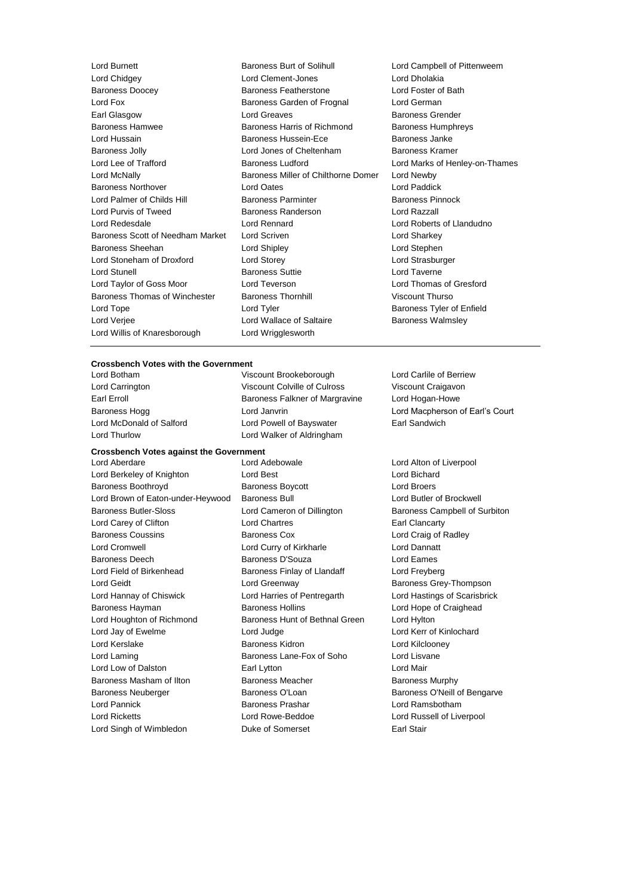Lord Burnett
Baroness Burt of Solihull
Lord Campbell of Pittenweem
Lord Chidgey
Lord Clement-Jones
Lord Dholakia
Baroness Doocey
Baroness Featherstone
Lord Foster of Bath
Lord Fox
Baroness Garden of Frognal
Lord German
Earl Glasgow
Lord Greaves
Baroness Grender
Baroness Hamwee
Baroness Harris of Richmond
Baroness Humphreys
Lord Hussain
Baroness Hussein-Ece
Baroness Janke
Baroness Jolly
Lord Jones of Cheltenham
Baroness Kramer
Lord Lee of Trafford
Baroness Ludford
Lord Marks of Henley-on-Thames
Lord McNally
Baroness Miller of Chilthorne Domer
Lord Newby
Baroness Northover
Lord Oates
Lord Paddick
Lord Palmer of Childs Hill
Baroness Parminter
Baroness Pinnock
Lord Purvis of Tweed
Baroness Randerson
Lord Razzall
Lord Redesdale
Lord Rennard
Lord Roberts of Llandudno
Baroness Scott of Needham Market
Lord Scriven
Lord Sharkey
Baroness Sheehan
Lord Shipley
Lord Stephen
Lord Stoneham of Droxford
Lord Storey
Lord Strasburger
Lord Stunell
Baroness Suttie
Lord Taverne
Lord Taylor of Goss Moor
Lord Teverson
Lord Thomas of Gresford
Baroness Thomas of Winchester
Baroness Thornhill
Viscount Thurso
Lord Tope
Lord Tyler
Baroness Tyler of Enfield
Lord Verjee
Lord Wallace of Saltaire
Baroness Walmsley
Lord Willis of Knaresborough
Lord Wrigglesworth

---

**Crossbench Votes with the Government**

Lord Botham
Viscount Brookeborough
Lord Carlile of Berriew
Lord Carrington
Viscount Colville of Culross
Viscount Craigavon
Earl Erroll
Baroness Falkner of Margravine
Lord Hogan-Howe
Baroness Hogg
Lord Janvrin
Lord Macpherson of Earl's Court
Lord McDonald of Salford
Lord Powell of Bayswater
Earl Sandwich
Lord Thurlow
Lord Walker of Aldringham

**Crossbench Votes against the Government**

Lord Aberdare
Lord Adebowale
Lord Alton of Liverpool
Lord Berkeley of Knighton
Lord Best
Lord Bichard
Baroness Boothroyd
Baroness Boycott
Lord Broers
Lord Brown of Eaton-under-Heywood
Baroness Bull
Lord Butler of Brockwell
Baroness Butler-Sloss
Lord Cameron of Dillington
Baroness Campbell of Surbiton
Lord Carey of Clifton
Lord Chartres
Earl Clancarty
Baroness Coussins
Baroness Cox
Lord Craig of Radley
Lord Cromwell
Lord Curry of Kirkharle
Lord Dannatt
Baroness Deech
Baroness D'Souza
Lord Eames
Lord Field of Birkenhead
Baroness Finlay of Llandaff
Lord Freyberg
Lord Geidt
Lord Greenway
Baroness Grey-Thompson
Lord Hannay of Chiswick
Lord Harries of Pentregarth
Lord Hastings of Scarisbrick
Baroness Hayman
Baroness Hollins
Lord Hope of Craighead
Lord Houghton of Richmond
Baroness Hunt of Bethnal Green
Lord Hylton
Lord Jay of Ewelme
Lord Judge
Lord Kerr of Kinlochard
Lord Kerslake
Baroness Kidron
Lord Kilclooney
Lord Laming
Baroness Lane-Fox of Soho
Lord Lisvane
Lord Low of Dalston
Earl Lytton
Lord Mair
Baroness Masham of Ilton
Baroness Meacher
Baroness Murphy
Baroness Neuberger
Baroness O'Loan
Baroness O'Neill of Bengarve
Lord Pannick
Baroness Prashar
Lord Ramsbotham
Lord Ricketts
Lord Rowe-Beddoe
Lord Russell of Liverpool
Lord Singh of Wimbledon
Duke of Somerset
Earl Stair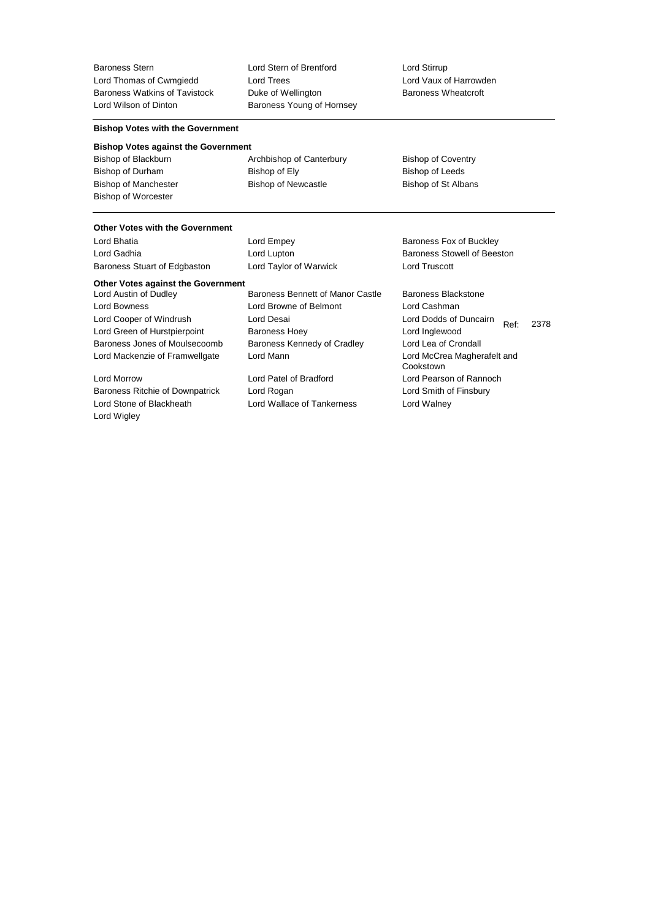Baroness Stern
Lord Stern of Brentford
Lord Stirrup
Lord Thomas of Cwmgiedd
Lord Trees
Lord Vaux of Harrowden
Baroness Watkins of Tavistock
Duke of Wellington
Baroness Wheatcroft
Lord Wilson of Dinton
Baroness Young of Hornsey

**Bishop Votes with the Government**

**Bishop Votes against the Government**

Bishop of Blackburn
Archbishop of Canterbury
Bishop of Coventry
Bishop of Durham
Bishop of Ely
Bishop of Leeds
Bishop of Manchester
Bishop of Newcastle
Bishop of St Albans
Bishop of Worcester

**Other Votes with the Government**

Lord Bhatia
Lord Empey
Baroness Fox of Buckley
Lord Gadhia
Lord Lupton
Baroness Stowell of Beeston
Baroness Stuart of Edgbaston
Lord Taylor of Warwick
Lord Truscott

**Other Votes against the Government**

Lord Austin of Dudley
Baroness Bennett of Manor Castle
Baroness Blackstone
Lord Bowness
Lord Browne of Belmont
Lord Cashman
Lord Cooper of Windrush
Lord Desai
Lord Dodds of Duncairn
Lord Green of Hurstpierpoint
Baroness Hoey
Lord Inglewood
Baroness Jones of Moulsecoomb
Baroness Kennedy of Cradley
Lord Lea of Crondall
Lord Mackenzie of Framwellgate
Lord Mann
Lord McCrea Magherafelt and Cookstown
Lord Morrow
Lord Patel of Bradford
Lord Pearson of Rannoch
Baroness Ritchie of Downpatrick
Lord Rogan
Lord Smith of Finsbury
Lord Stone of Blackheath
Lord Wallace of Tankerness
Lord Walney
Lord Wigley

Ref: 2378